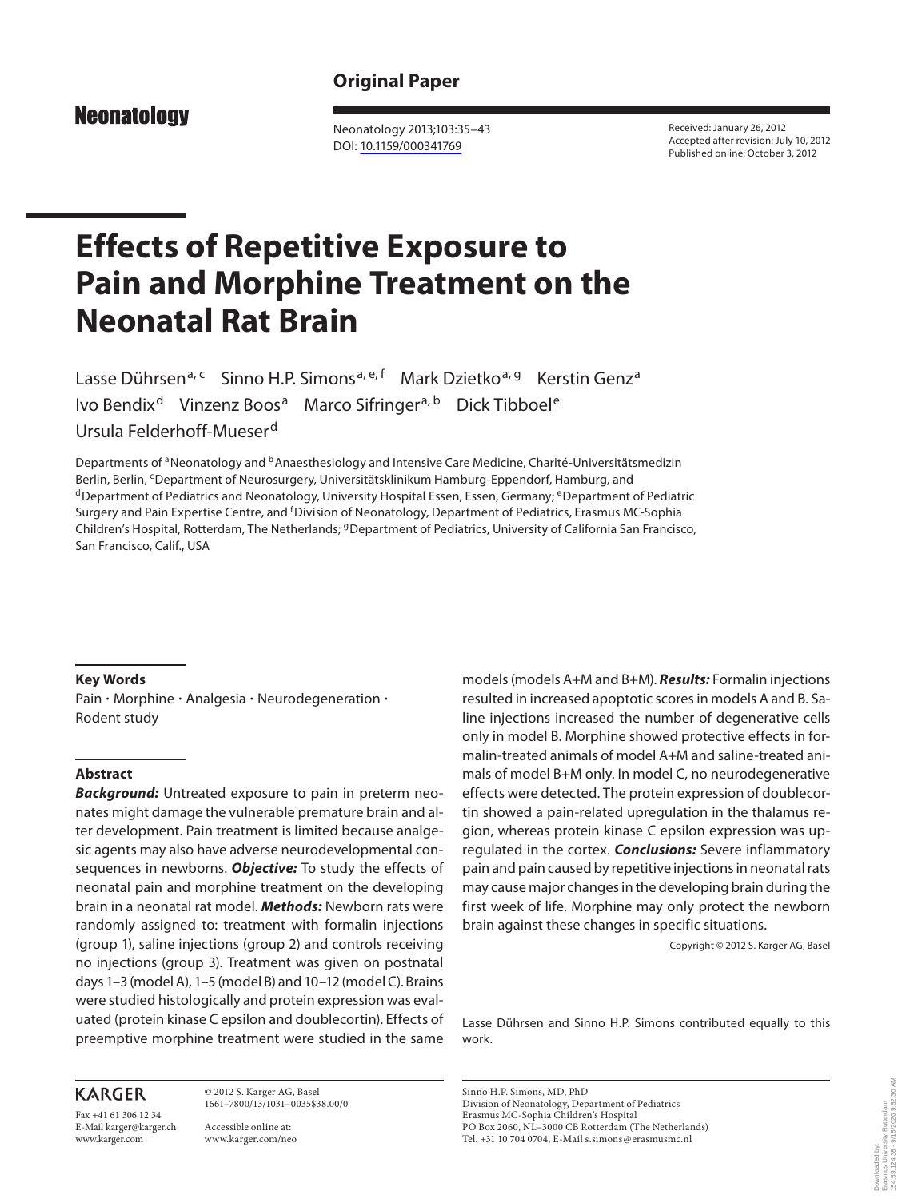**Original Paper**

**Neonatology**

DOI: 10.1159/000341769

Received: January 26, 2012
Accepted after revision: July 10, 2012
Published online: October 3, 2012

# Effects of Repetitive Exposure to Pain and Morphine Treatment on the Neonatal Rat Brain

Lasse Dührsen[a, c] Sinno H.P. Simons[a, e, f] Mark Dzietko[a, g] Kerstin Genz[a] Ivo Bendix[d] Vinzenz Boos[a] Marco Sifringer[a, b] Dick Tibboel[e] Ursula Felderhoff-Mueser[d]

Departments of [a]Neonatology and [b]Anaesthesiology and Intensive Care Medicine, Charité-Universitätsmedizin Berlin, Berlin, [c]Department of Neurosurgery, Universitätsklinikum Hamburg-Eppendorf, Hamburg, and [d]Department of Pediatrics and Neonatology, University Hospital Essen, Essen, Germany; [e]Department of Pediatric Surgery and Pain Expertise Centre, and [f]Division of Neonatology, Department of Pediatrics, Erasmus MC-Sophia Children's Hospital, Rotterdam, The Netherlands; [g]Department of Pediatrics, University of California San Francisco, San Francisco, Calif., USA

### Key Words

Pain · Morphine · Analgesia · Neurodegeneration · Rodent study

### Abstract

***Background:*** Untreated exposure to pain in preterm neonates might damage the vulnerable premature brain and alter development. Pain treatment is limited because analgesic agents may also have adverse neurodevelopmental consequences in newborns. ***Objective:*** To study the effects of neonatal pain and morphine treatment on the developing brain in a neonatal rat model. ***Methods:*** Newborn rats were randomly assigned to: treatment with formalin injections (group 1), saline injections (group 2) and controls receiving no injections (group 3). Treatment was given on postnatal days 1–3 (model A), 1–5 (model B) and 10–12 (model C). Brains were studied histologically and protein expression was evaluated (protein kinase C epsilon and doublecortin). Effects of preemptive morphine treatment were studied in the same models (models A+M and B+M). ***Results:*** Formalin injections resulted in increased apoptotic scores in models A and B. Saline injections increased the number of degenerative cells only in model B. Morphine showed protective effects in formalin-treated animals of model A+M and saline-treated animals of model B+M only. In model C, no neurodegenerative effects were detected. The protein expression of doublecortin showed a pain-related upregulation in the thalamus region, whereas protein kinase C epsilon expression was upregulated in the cortex. ***Conclusions:*** Severe inflammatory pain and pain caused by repetitive injections in neonatal rats may cause major changes in the developing brain during the first week of life. Morphine may only protect the newborn brain against these changes in specific situations.

Copyright © 2012 S. Karger AG, Basel

Lasse Dührsen and Sinno H.P. Simons contributed equally to this work.

KARGER

Fax +41 61 306 12 34
E-Mail karger@karger.ch
www.karger.com

© 2012 S. Karger AG, Basel
1661–7800/13/1031–0035$38.00/0

Accessible online at:
www.karger.com/neo

Sinno H.P. Simons, MD, PhD
Division of Neonatology, Department of Pediatrics
Erasmus MC-Sophia Children's Hospital
PO Box 2060, NL–3000 CB Rotterdam (The Netherlands)
Tel. +31 10 704 0704, E-Mail s.simons@erasmusmc.nl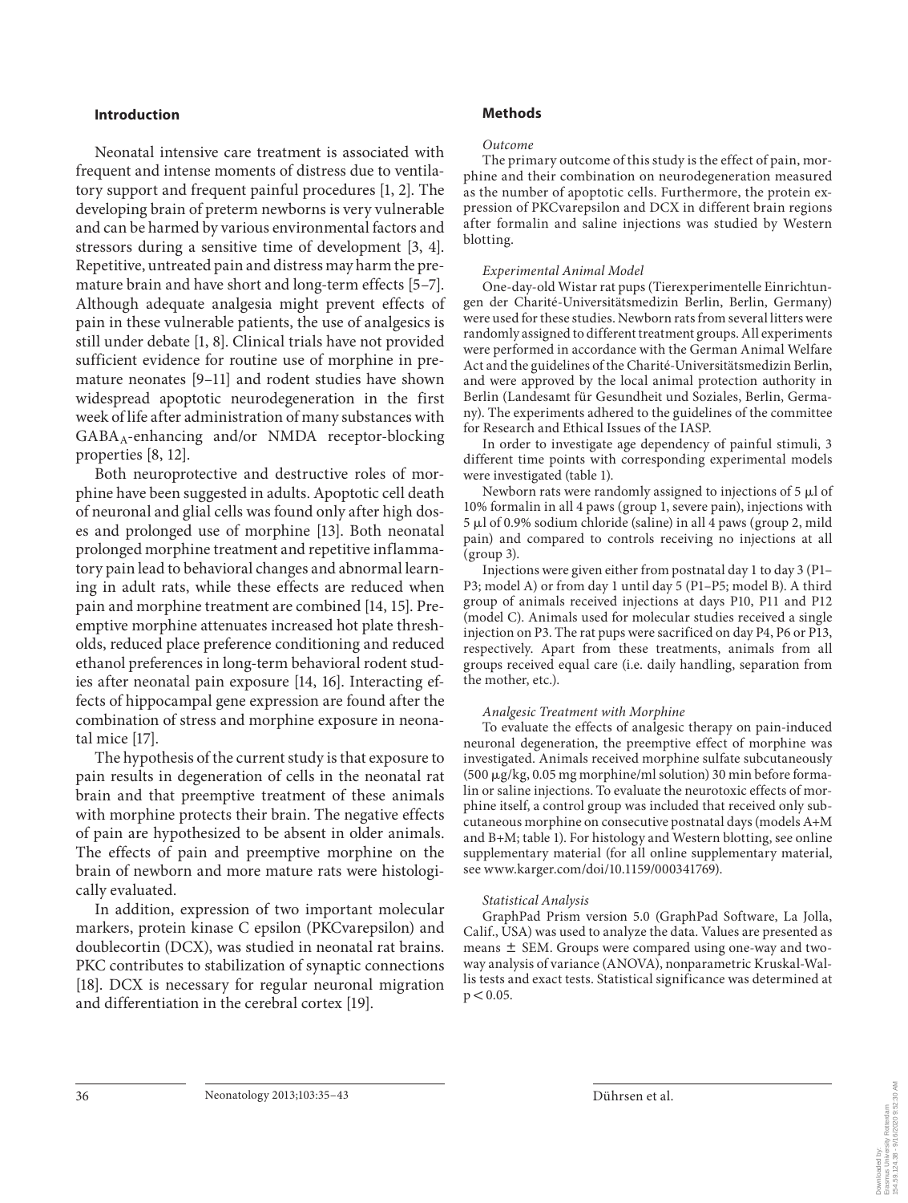## Introduction

Neonatal intensive care treatment is associated with frequent and intense moments of distress due to ventilatory support and frequent painful procedures [1, 2]. The developing brain of preterm newborns is very vulnerable and can be harmed by various environmental factors and stressors during a sensitive time of development [3, 4]. Repetitive, untreated pain and distress may harm the premature brain and have short and long-term effects [5–7]. Although adequate analgesia might prevent effects of pain in these vulnerable patients, the use of analgesics is still under debate [1, 8]. Clinical trials have not provided sufficient evidence for routine use of morphine in premature neonates [9–11] and rodent studies have shown widespread apoptotic neurodegeneration in the first week of life after administration of many substances with $GABA_A$-enhancing and/or NMDA receptor-blocking properties [8, 12].

Both neuroprotective and destructive roles of morphine have been suggested in adults. Apoptotic cell death of neuronal and glial cells was found only after high doses and prolonged use of morphine [13]. Both neonatal prolonged morphine treatment and repetitive inflammatory pain lead to behavioral changes and abnormal learning in adult rats, while these effects are reduced when pain and morphine treatment are combined [14, 15]. Preemptive morphine attenuates increased hot plate thresholds, reduced place preference conditioning and reduced ethanol preferences in long-term behavioral rodent studies after neonatal pain exposure [14, 16]. Interacting effects of hippocampal gene expression are found after the combination of stress and morphine exposure in neonatal mice [17].

The hypothesis of the current study is that exposure to pain results in degeneration of cells in the neonatal rat brain and that preemptive treatment of these animals with morphine protects their brain. The negative effects of pain are hypothesized to be absent in older animals. The effects of pain and preemptive morphine on the brain of newborn and more mature rats were histologically evaluated.

In addition, expression of two important molecular markers, protein kinase C epsilon (PKCvarepsilon) and doublecortin (DCX), was studied in neonatal rat brains. PKC contributes to stabilization of synaptic connections [18]. DCX is necessary for regular neuronal migration and differentiation in the cerebral cortex [19].

## Methods

### *Outcome*

The primary outcome of this study is the effect of pain, morphine and their combination on neurodegeneration measured as the number of apoptotic cells. Furthermore, the protein expression of PKCvarepsilon and DCX in different brain regions after formalin and saline injections was studied by Western blotting.

### *Experimental Animal Model*

One-day-old Wistar rat pups (Tierexperimentelle Einrichtungen der Charité-Universitätsmedizin Berlin, Berlin, Germany) were used for these studies. Newborn rats from several litters were randomly assigned to different treatment groups. All experiments were performed in accordance with the German Animal Welfare Act and the guidelines of the Charité-Universitätsmedizin Berlin, and were approved by the local animal protection authority in Berlin (Landesamt für Gesundheit und Soziales, Berlin, Germany). The experiments adhered to the guidelines of the committee for Research and Ethical Issues of the IASP.

In order to investigate age dependency of painful stimuli, 3 different time points with corresponding experimental models were investigated (table 1).

Newborn rats were randomly assigned to injections of 5 μl of 10% formalin in all 4 paws (group 1, severe pain), injections with 5 μl of 0.9% sodium chloride (saline) in all 4 paws (group 2, mild pain) and compared to controls receiving no injections at all (group 3).

Injections were given either from postnatal day 1 to day 3 (P1–P3; model A) or from day 1 until day 5 (P1–P5; model B). A third group of animals received injections at days P10, P11 and P12 (model C). Animals used for molecular studies received a single injection on P3. The rat pups were sacrificed on day P4, P6 or P13, respectively. Apart from these treatments, animals from all groups received equal care (i.e. daily handling, separation from the mother, etc.).

### *Analgesic Treatment with Morphine*

To evaluate the effects of analgesic therapy on pain-induced neuronal degeneration, the preemptive effect of morphine was investigated. Animals received morphine sulfate subcutaneously (500 μg/kg, 0.05 mg morphine/ml solution) 30 min before formalin or saline injections. To evaluate the neurotoxic effects of morphine itself, a control group was included that received only subcutaneous morphine on consecutive postnatal days (models A+M and B+M; table 1). For histology and Western blotting, see online supplementary material (for all online supplementary material, see www.karger.com/doi/10.1159/000341769).

### *Statistical Analysis*

GraphPad Prism version 5.0 (GraphPad Software, La Jolla, Calif., USA) was used to analyze the data. Values are presented as means ± SEM. Groups were compared using one-way and two-way analysis of variance (ANOVA), nonparametric Kruskal-Wallis tests and exact tests. Statistical significance was determined at $p < 0.05$.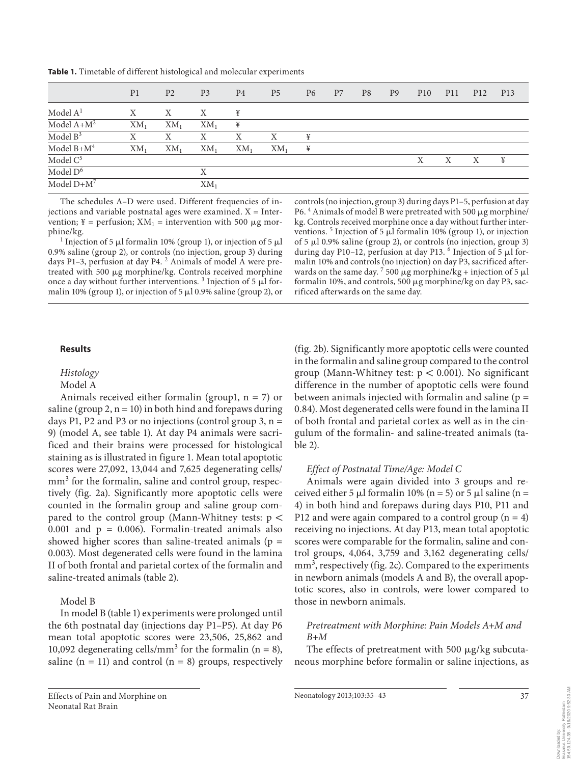**Table 1.** Timetable of different histological and molecular experiments

| | P1 | P2 | P3 | P4 | P5 | P6 | P7 | P8 | P9 | P10 | P11 | P12 | P13 |
|---|---|---|---|---|---|---|---|---|---|---|---|---|---|
| Model A[1] | X | X | X | ¥ | | | | | | | | | |
| Model A+M[2] | $XM_1$ | $XM_1$ | $XM_1$ | ¥ | | | | | | | | | |
| Model B[3] | X | X | X | X | X | ¥ | | | | | | | |
| Model B+M[4] | $XM_1$ | $XM_1$ | $XM_1$ | $XM_1$ | $XM_1$ | ¥ | | | | | | | |
| Model C[5] | | | | | | | | | | X | X | X | ¥ |
| Model D[6] | | | X | | | | | | | | | | |
| Model D+M[7] | | | $XM_1$ | | | | | | | | | | |

The schedules A–D were used. Different frequencies of injections and variable postnatal ages were examined. X = Intervention; ¥ = perfusion; $XM_1$ = intervention with 500 μg morphine/kg.

[1] Injection of 5 μl formalin 10% (group 1), or injection of 5 μl 0.9% saline (group 2), or controls (no injection, group 3) during days P1–3, perfusion at day P4. [2] Animals of model A were pretreated with 500 μg morphine/kg. Controls received morphine once a day without further interventions. [3] Injection of 5 μl formalin 10% (group 1), or injection of 5 μl 0.9% saline (group 2), or controls (no injection, group 3) during days P1–5, perfusion at day P6. [4] Animals of model B were pretreated with 500 μg morphine/kg. Controls received morphine once a day without further interventions. [5] Injection of 5 μl formalin 10% (group 1), or injection of 5 μl 0.9% saline (group 2), or controls (no injection, group 3) during day P10–12, perfusion at day P13. [6] Injection of 5 μl formalin 10% and controls (no injection) on day P3, sacrificed afterwards on the same day. [7] 500 μg morphine/kg + injection of 5 μl formalin 10%, and controls, 500 μg morphine/kg on day P3, sacrificed afterwards on the same day.

## Results

### *Histology*

Model A

Animals received either formalin (group1, n = 7) or saline (group 2, n = 10) in both hind and forepaws during days P1, P2 and P3 or no injections (control group 3, n = 9) (model A, see table 1). At day P4 animals were sacrificed and their brains were processed for histological staining as is illustrated in figure 1. Mean total apoptotic scores were 27,092, 13,044 and 7,625 degenerating cells/mm$^3$ for the formalin, saline and control group, respectively (fig. 2a). Significantly more apoptotic cells were counted in the formalin group and saline group compared to the control group (Mann-Whitney tests: $p < 0.001$ and $p = 0.006$). Formalin-treated animals also showed higher scores than saline-treated animals ($p = 0.003$). Most degenerated cells were found in the lamina II of both frontal and parietal cortex of the formalin and saline-treated animals (table 2).

Model B

In model B (table 1) experiments were prolonged until the 6th postnatal day (injections day P1–P5). At day P6 mean total apoptotic scores were 23,506, 25,862 and 10,092 degenerating cells/mm$^3$ for the formalin (n = 8), saline (n = 11) and control (n = 8) groups, respectively (fig. 2b). Significantly more apoptotic cells were counted in the formalin and saline group compared to the control group (Mann-Whitney test: $p < 0.001$). No significant difference in the number of apoptotic cells were found between animals injected with formalin and saline ($p = 0.84$). Most degenerated cells were found in the lamina II of both frontal and parietal cortex as well as in the cingulum of the formalin- and saline-treated animals (table 2).

### *Effect of Postnatal Time/Age: Model C*

Animals were again divided into 3 groups and received either 5 μl formalin 10% (n = 5) or 5 μl saline (n = 4) in both hind and forepaws during days P10, P11 and P12 and were again compared to a control group (n = 4) receiving no injections. At day P13, mean total apoptotic scores were comparable for the formalin, saline and control groups, 4,064, 3,759 and 3,162 degenerating cells/mm$^3$, respectively (fig. 2c). Compared to the experiments in newborn animals (models A and B), the overall apoptotic scores, also in controls, were lower compared to those in newborn animals.

### *Pretreatment with Morphine: Pain Models A+M and B+M*

The effects of pretreatment with 500 μg/kg subcutaneous morphine before formalin or saline injections, as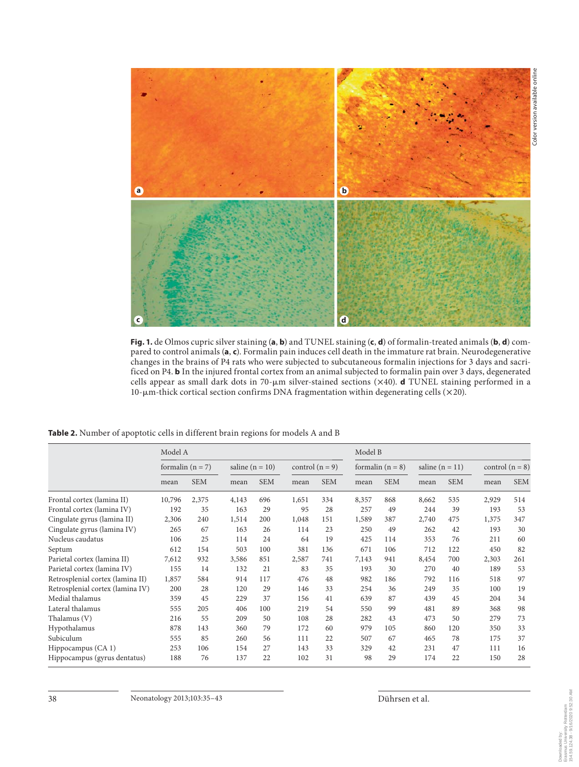**Fig. 1.** de Olmos cupric silver staining (**a**, **b**) and TUNEL staining (**c**, **d**) of formalin-treated animals (**b**, **d**) compared to control animals (**a**, **c**). Formalin pain induces cell death in the immature rat brain. Neurodegenerative changes in the brains of P4 rats who were subjected to subcutaneous formalin injections for 3 days and sacrificed on P4. **b** In the injured frontal cortex from an animal subjected to formalin pain over 3 days, degenerated cells appear as small dark dots in 70-μm silver-stained sections (×40). **d** TUNEL staining performed in a 10-μm-thick cortical section confirms DNA fragmentation within degenerating cells (×20).

**Table 2.** Number of apoptotic cells in different brain regions for models A and B

| | Model A | | | | | | Model B | | | | | |
|---|---|---|---|---|---|---|---|---|---|---|---|---|
| | formalin (n = 7) | | saline (n = 10) | | control (n = 9) | | formalin (n = 8) | | saline (n = 11) | | control (n = 8) | |
| | mean | SEM | mean | SEM | mean | SEM | mean | SEM | mean | SEM | mean | SEM |
| Frontal cortex (lamina II) | 10,796 | 2,375 | 4,143 | 696 | 1,651 | 334 | 8,357 | 868 | 8,662 | 535 | 2,929 | 514 |
| Frontal cortex (lamina IV) | 192 | 35 | 163 | 29 | 95 | 28 | 257 | 49 | 244 | 39 | 193 | 53 |
| Cingulate gyrus (lamina II) | 2,306 | 240 | 1,514 | 200 | 1,048 | 151 | 1,589 | 387 | 2,740 | 475 | 1,375 | 347 |
| Cingulate gyrus (lamina IV) | 265 | 67 | 163 | 26 | 114 | 23 | 250 | 49 | 262 | 42 | 193 | 30 |
| Nucleus caudatus | 106 | 25 | 114 | 24 | 64 | 19 | 425 | 114 | 353 | 76 | 211 | 60 |
| Septum | 612 | 154 | 503 | 100 | 381 | 136 | 671 | 106 | 712 | 122 | 450 | 82 |
| Parietal cortex (lamina II) | 7,612 | 932 | 3,586 | 851 | 2,587 | 741 | 7,143 | 941 | 8,454 | 700 | 2,303 | 261 |
| Parietal cortex (lamina IV) | 155 | 14 | 132 | 21 | 83 | 35 | 193 | 30 | 270 | 40 | 189 | 53 |
| Retrosplenial cortex (lamina II) | 1,857 | 584 | 914 | 117 | 476 | 48 | 982 | 186 | 792 | 116 | 518 | 97 |
| Retrosplenial cortex (lamina IV) | 200 | 28 | 120 | 29 | 146 | 33 | 254 | 36 | 249 | 35 | 100 | 19 |
| Medial thalamus | 359 | 45 | 229 | 37 | 156 | 41 | 639 | 87 | 439 | 45 | 204 | 34 |
| Lateral thalamus | 555 | 205 | 406 | 100 | 219 | 54 | 550 | 99 | 481 | 89 | 368 | 98 |
| Thalamus (V) | 216 | 55 | 209 | 50 | 108 | 28 | 282 | 43 | 473 | 50 | 279 | 73 |
| Hypothalamus | 878 | 143 | 360 | 79 | 172 | 60 | 979 | 105 | 860 | 120 | 350 | 33 |
| Subiculum | 555 | 85 | 260 | 56 | 111 | 22 | 507 | 67 | 465 | 78 | 175 | 37 |
| Hippocampus (CA 1) | 253 | 106 | 154 | 27 | 143 | 33 | 329 | 42 | 231 | 47 | 111 | 16 |
| Hippocampus (gyrus dentatus) | 188 | 76 | 137 | 22 | 102 | 31 | 98 | 29 | 174 | 22 | 150 | 28 |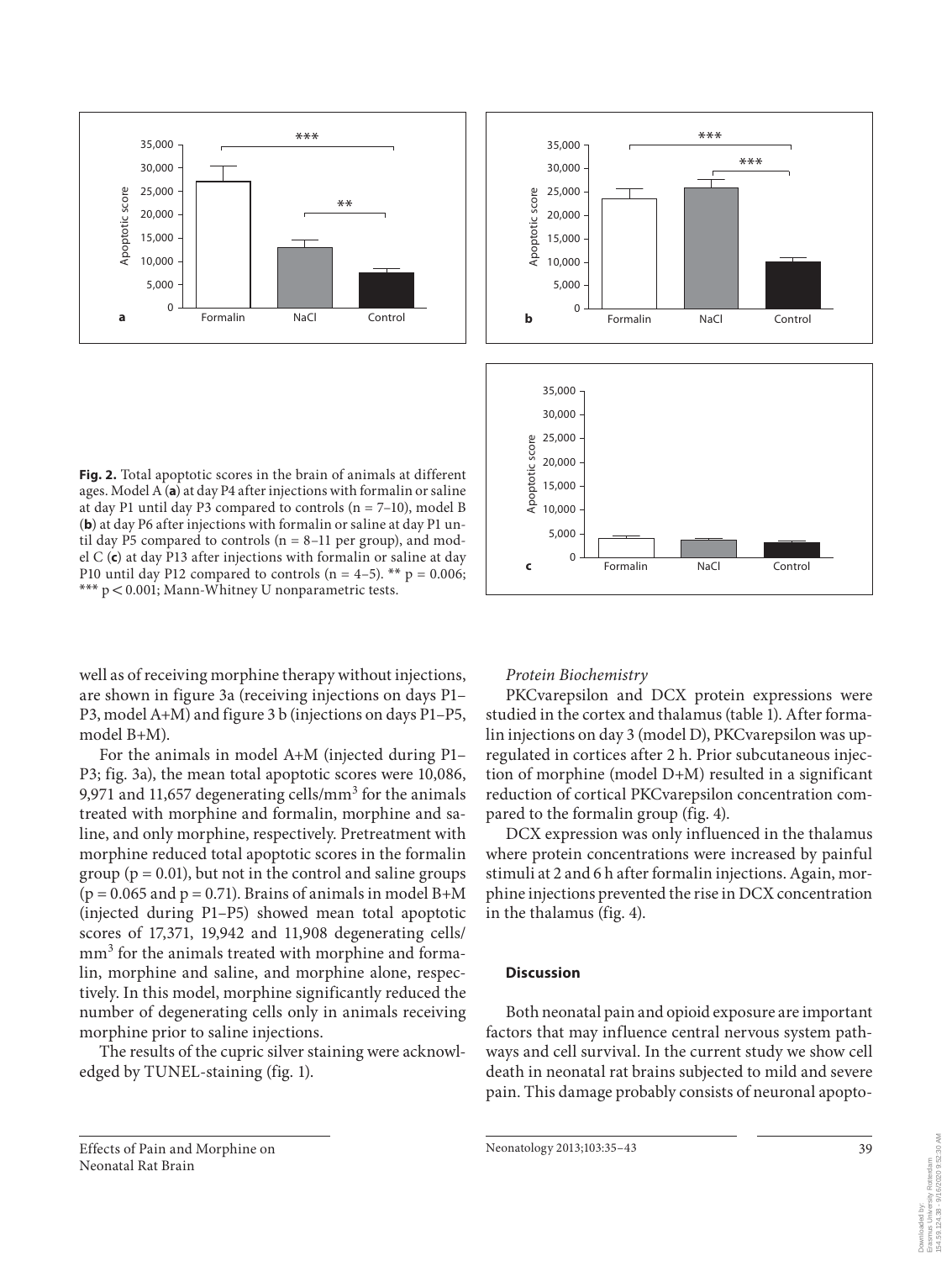**Fig. 2.** Total apoptotic scores in the brain of animals at different ages. Model A (**a**) at day P4 after injections with formalin or saline at day P1 until day P3 compared to controls (n = 7–10), model B (**b**) at day P6 after injections with formalin or saline at day P1 until day P5 compared to controls (n = 8–11 per group), and model C (**c**) at day P13 after injections with formalin or saline at day P10 until day P12 compared to controls (n = 4–5). ** p = 0.006; *** p < 0.001; Mann-Whitney U nonparametric tests.

well as of receiving morphine therapy without injections, are shown in figure 3a (receiving injections on days P1–P3, model A+M) and figure 3 b (injections on days P1–P5, model B+M).

For the animals in model A+M (injected during P1–P3; fig. 3a), the mean total apoptotic scores were 10,086, 9,971 and 11,657 degenerating cells/mm$^3$ for the animals treated with morphine and formalin, morphine and saline, and only morphine, respectively. Pretreatment with morphine reduced total apoptotic scores in the formalin group (p = 0.01), but not in the control and saline groups (p = 0.065 and p = 0.71). Brains of animals in model B+M (injected during P1–P5) showed mean total apoptotic scores of 17,371, 19,942 and 11,908 degenerating cells/mm$^3$ for the animals treated with morphine and formalin, morphine and saline, and morphine alone, respectively. In this model, morphine significantly reduced the number of degenerating cells only in animals receiving morphine prior to saline injections.

The results of the cupric silver staining were acknowledged by TUNEL-staining (fig. 1).

*Protein Biochemistry*

PKCvarepsilon and DCX protein expressions were studied in the cortex and thalamus (table 1). After formalin injections on day 3 (model D), PKCvarepsilon was upregulated in cortices after 2 h. Prior subcutaneous injection of morphine (model D+M) resulted in a significant reduction of cortical PKCvarepsilon concentration compared to the formalin group (fig. 4).

DCX expression was only influenced in the thalamus where protein concentrations were increased by painful stimuli at 2 and 6 h after formalin injections. Again, morphine injections prevented the rise in DCX concentration in the thalamus (fig. 4).

## Discussion

Both neonatal pain and opioid exposure are important factors that may influence central nervous system pathways and cell survival. In the current study we show cell death in neonatal rat brains subjected to mild and severe pain. This damage probably consists of neuronal apopto-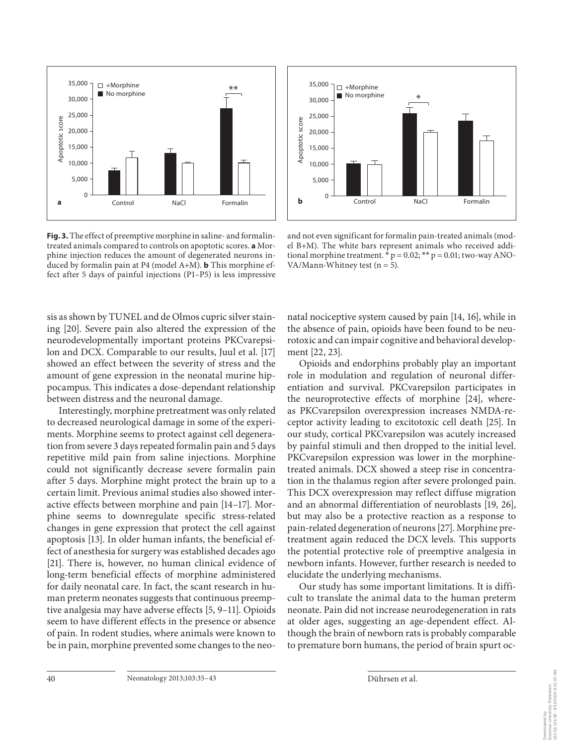**Fig. 3.** The effect of preemptive morphine in saline- and formalin-treated animals compared to controls on apoptotic scores. **a** Morphine injection reduces the amount of degenerated neurons induced by formalin pain at P4 (model A+M). **b** This morphine effect after 5 days of painful injections (P1–P5) is less impressive and not even significant for formalin pain-treated animals (model B+M). The white bars represent animals who received additional morphine treatment. * $p = 0.02$; ** $p = 0.01$; two-way ANOVA/Mann-Whitney test ($n = 5$).

sis as shown by TUNEL and de Olmos cupric silver staining [20]. Severe pain also altered the expression of the neurodevelopmentally important proteins PKCvarepsilon and DCX. Comparable to our results, Juul et al. [17] showed an effect between the severity of stress and the amount of gene expression in the neonatal murine hippocampus. This indicates a dose-dependant relationship between distress and the neuronal damage.

Interestingly, morphine pretreatment was only related to decreased neurological damage in some of the experiments. Morphine seems to protect against cell degeneration from severe 3 days repeated formalin pain and 5 days repetitive mild pain from saline injections. Morphine could not significantly decrease severe formalin pain after 5 days. Morphine might protect the brain up to a certain limit. Previous animal studies also showed interactive effects between morphine and pain [14–17]. Morphine seems to downregulate specific stress-related changes in gene expression that protect the cell against apoptosis [13]. In older human infants, the beneficial effect of anesthesia for surgery was established decades ago [21]. There is, however, no human clinical evidence of long-term beneficial effects of morphine administered for daily neonatal care. In fact, the scant research in human preterm neonates suggests that continuous preemptive analgesia may have adverse effects [5, 9–11]. Opioids seem to have different effects in the presence or absence of pain. In rodent studies, where animals were known to be in pain, morphine prevented some changes to the neonatal nociceptive system caused by pain [14, 16], while in the absence of pain, opioids have been found to be neurotoxic and can impair cognitive and behavioral development [22, 23].

Opioids and endorphins probably play an important role in modulation and regulation of neuronal differentiation and survival. PKCvarepsilon participates in the neuroprotective effects of morphine [24], whereas PKCvarepsilon overexpression increases NMDA-receptor activity leading to excitotoxic cell death [25]. In our study, cortical PKCvarepsilon was acutely increased by painful stimuli and then dropped to the initial level. PKCvarepsilon expression was lower in the morphine-treated animals. DCX showed a steep rise in concentration in the thalamus region after severe prolonged pain. This DCX overexpression may reflect diffuse migration and an abnormal differentiation of neuroblasts [19, 26], but may also be a protective reaction as a response to pain-related degeneration of neurons [27]. Morphine pretreatment again reduced the DCX levels. This supports the potential protective role of preemptive analgesia in newborn infants. However, further research is needed to elucidate the underlying mechanisms.

Our study has some important limitations. It is difficult to translate the animal data to the human preterm neonate. Pain did not increase neurodegeneration in rats at older ages, suggesting an age-dependent effect. Although the brain of newborn rats is probably comparable to premature born humans, the period of brain spurt oc-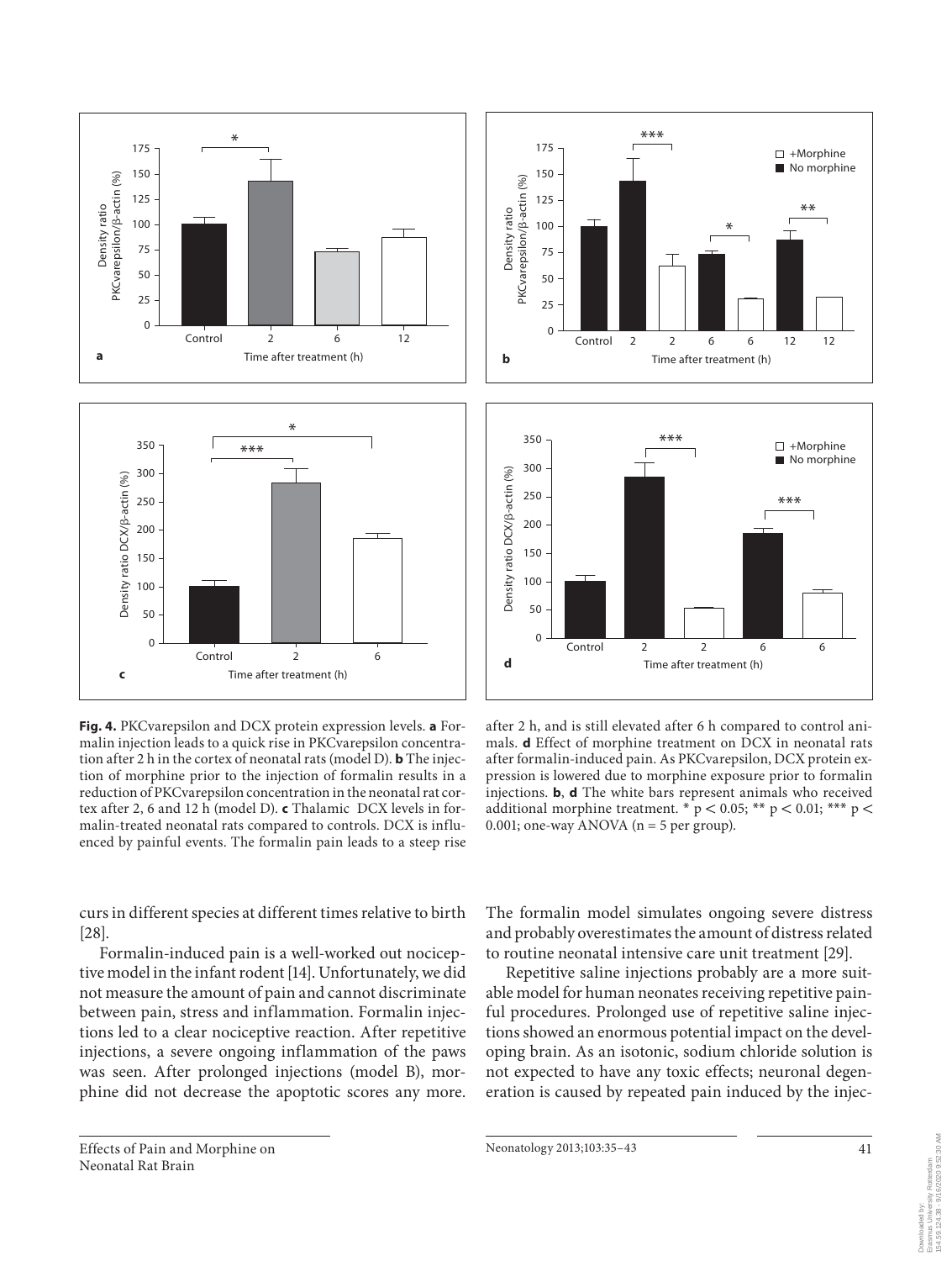**Fig. 4.** PKCvarepsilon and DCX protein expression levels. **a** Formalin injection leads to a quick rise in PKCvarepsilon concentration after 2 h in the cortex of neonatal rats (model D). **b** The injection of morphine prior to the injection of formalin results in a reduction of PKCvarepsilon concentration in the neonatal rat cortex after 2, 6 and 12 h (model D). **c** Thalamic DCX levels in formalin-treated neonatal rats compared to controls. DCX is influenced by painful events. The formalin pain leads to a steep rise after 2 h, and is still elevated after 6 h compared to control animals. **d** Effect of morphine treatment on DCX in neonatal rats after formalin-induced pain. As PKCvarepsilon, DCX protein expression is lowered due to morphine exposure prior to formalin injections. **b**, **d** The white bars represent animals who received additional morphine treatment. * $p < 0.05$; ** $p < 0.01$; *** $p < 0.001$; one-way ANOVA (n = 5 per group).

curs in different species at different times relative to birth [28].

Formalin-induced pain is a well-worked out nociceptive model in the infant rodent [14]. Unfortunately, we did not measure the amount of pain and cannot discriminate between pain, stress and inflammation. Formalin injections led to a clear nociceptive reaction. After repetitive injections, a severe ongoing inflammation of the paws was seen. After prolonged injections (model B), morphine did not decrease the apoptotic scores any more. The formalin model simulates ongoing severe distress and probably overestimates the amount of distress related to routine neonatal intensive care unit treatment [29].

Repetitive saline injections probably are a more suitable model for human neonates receiving repetitive painful procedures. Prolonged use of repetitive saline injections showed an enormous potential impact on the developing brain. As an isotonic, sodium chloride solution is not expected to have any toxic effects; neuronal degeneration is caused by repeated pain induced by the injec-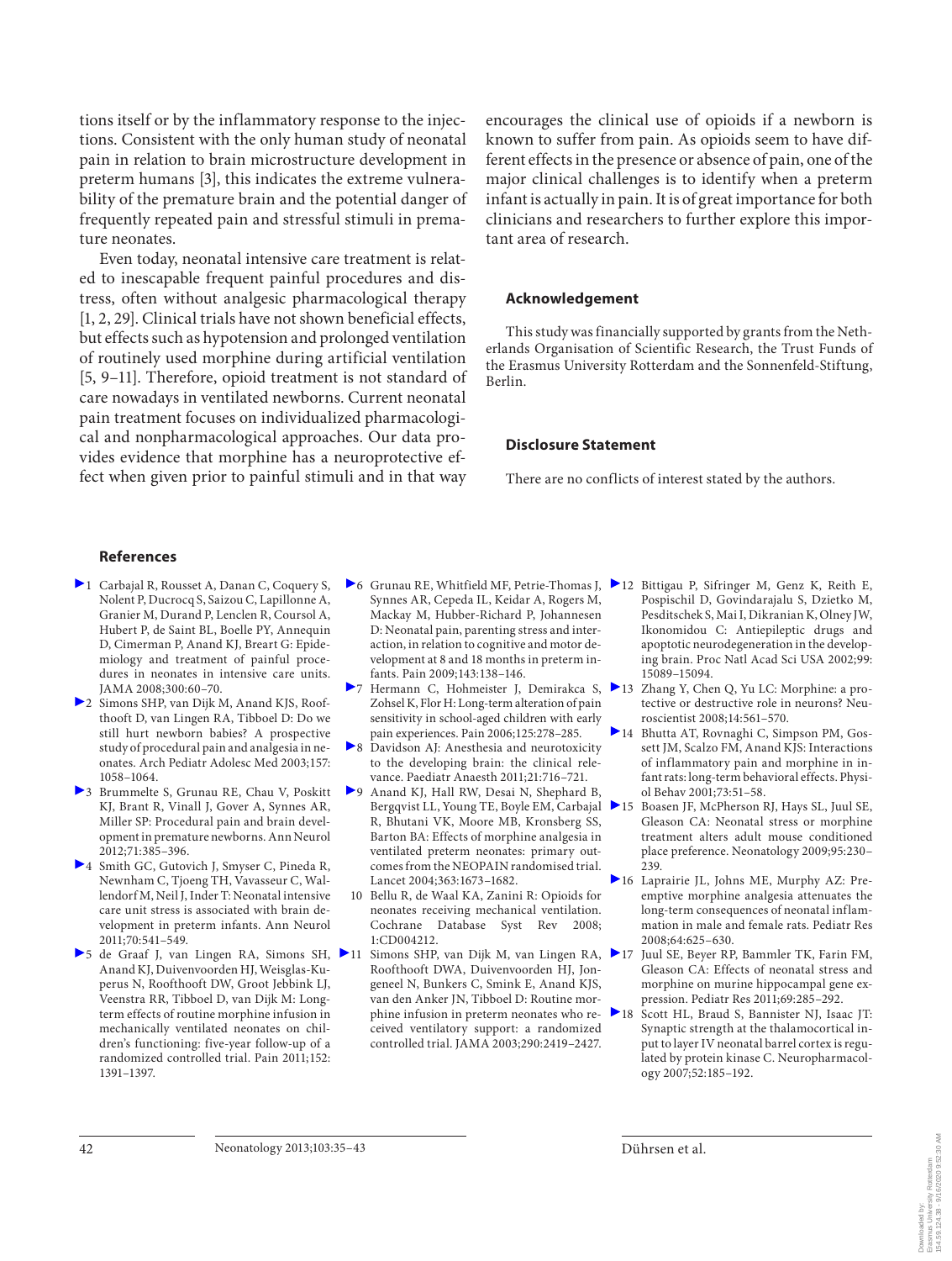tions itself or by the inflammatory response to the injections. Consistent with the only human study of neonatal pain in relation to brain microstructure development in preterm humans [3], this indicates the extreme vulnerability of the premature brain and the potential danger of frequently repeated pain and stressful stimuli in premature neonates.

Even today, neonatal intensive care treatment is related to inescapable frequent painful procedures and distress, often without analgesic pharmacological therapy [1, 2, 29]. Clinical trials have not shown beneficial effects, but effects such as hypotension and prolonged ventilation of routinely used morphine during artificial ventilation [5, 9–11]. Therefore, opioid treatment is not standard of care nowadays in ventilated newborns. Current neonatal pain treatment focuses on individualized pharmacological and nonpharmacological approaches. Our data provides evidence that morphine has a neuroprotective effect when given prior to painful stimuli and in that way encourages the clinical use of opioids if a newborn is known to suffer from pain. As opioids seem to have different effects in the presence or absence of pain, one of the major clinical challenges is to identify when a preterm infant is actually in pain. It is of great importance for both clinicians and researchers to further explore this important area of research.

## Acknowledgement

This study was financially supported by grants from the Netherlands Organisation of Scientific Research, the Trust Funds of the Erasmus University Rotterdam and the Sonnenfeld-Stiftung, Berlin.

## Disclosure Statement

There are no conflicts of interest stated by the authors.

## References

1. Carbajal R, Rousset A, Danan C, Coquery S, Nolent P, Ducrocq S, Saizou C, Lapillonne A, Granier M, Durand P, Lenclen R, Coursol A, Hubert P, de Saint BL, Boelle PY, Annequin D, Cimerman P, Anand KJ, Breart G: Epidemiology and treatment of painful procedures in neonates in intensive care units. JAMA 2008;300:60–70.
2. Simons SHP, van Dijk M, Anand KJS, Roofthooft D, van Lingen RA, Tibboel D: Do we still hurt newborn babies? A prospective study of procedural pain and analgesia in neonates. Arch Pediatr Adolesc Med 2003;157:1058–1064.
3. Brummelte S, Grunau RE, Chau V, Poskitt KJ, Brant R, Vinall J, Gover A, Synnes AR, Miller SP: Procedural pain and brain development in premature newborns. Ann Neurol 2012;71:385–396.
4. Smith GC, Gutovich J, Smyser C, Pineda R, Newnham C, Tjoeng TH, Vavasseur C, Wallendorf M, Neil J, Inder T: Neonatal intensive care unit stress is associated with brain development in preterm infants. Ann Neurol 2011;70:541–549.
5. de Graaf J, van Lingen RA, Simons SH, Anand KJ, Duivenvoorden HJ, Weisglas-Kuperus N, Roofthooft DW, Groot Jebbink LJ, Veenstra RR, Tibboel D, van Dijk M: Long-term effects of routine morphine infusion in mechanically ventilated neonates on children's functioning: five-year follow-up of a randomized controlled trial. Pain 2011;152:1391–1397.
6. Grunau RE, Whitfield MF, Petrie-Thomas J, Synnes AR, Cepeda IL, Keidar A, Rogers M, Mackay M, Hubber-Richard P, Johannesen D: Neonatal pain, parenting stress and interaction, in relation to cognitive and motor development at 8 and 18 months in preterm infants. Pain 2009;143:138–146.
7. Hermann C, Hohmeister J, Demirakca S, Zohsel K, Flor H: Long-term alteration of pain sensitivity in school-aged children with early pain experiences. Pain 2006;125:278–285.
8. Davidson AJ: Anesthesia and neurotoxicity to the developing brain: the clinical relevance. Paediatr Anaesth 2011;21:716–721.
9. Anand KJ, Hall RW, Desai N, Shephard B, Bergqvist LL, Young TE, Boyle EM, Carbajal R, Bhutani VK, Moore MB, Kronsberg SS, Barton BA: Effects of morphine analgesia in ventilated preterm neonates: primary outcomes from the NEOPAIN randomised trial. Lancet 2004;363:1673–1682.
10. Bellu R, de Waal KA, Zanini R: Opioids for neonates receiving mechanical ventilation. Cochrane Database Syst Rev 2008; 1:CD004212.
11. Simons SHP, van Dijk M, van Lingen RA, Roofthooft DWA, Duivenvoorden HJ, Jongeneel N, Bunkers C, Smink E, Anand KJS, van den Anker JN, Tibboel D: Routine morphine infusion in preterm neonates who received ventilatory support: a randomized controlled trial. JAMA 2003;290:2419–2427.
12. Bittigau P, Sifringer M, Genz K, Reith E, Pospischil D, Govindarajalu S, Dzietko M, Pesditschek S, Mai I, Dikranian K, Olney JW, Ikonomidou C: Antiepileptic drugs and apoptotic neurodegeneration in the developing brain. Proc Natl Acad Sci USA 2002;99:15089–15094.
13. Zhang Q, Chen Q, Yu LC: Morphine: a protective or destructive role in neurons? Neuroscientist 2008;14:561–570.
14. Bhutta AT, Rovnaghi C, Simpson PM, Gossett JM, Scalzo FM, Anand KJS: Interactions of inflammatory pain and morphine in infant rats: long-term behavioral effects. Physiol Behav 2001;73:51–58.
15. Boasen JF, McPherson RJ, Hays SL, Juul SE, Gleason CA: Neonatal stress or morphine treatment alters adult mouse conditioned place preference. Neonatology 2009;95:230–239.
16. Laprairie JL, Johns ME, Murphy AZ: Preemptive morphine analgesia attenuates the long-term consequences of neonatal inflammation in male and female rats. Pediatr Res 2008;64:625–630.
17. Juul SE, Beyer RP, Bammler TK, Farin FM, Gleason CA: Effects of neonatal stress and morphine on murine hippocampal gene expression. Pediatr Res 2011;69:285–292.
18. Scott HL, Braud S, Bannister NJ, Isaac JT: Synaptic strength at the thalamocortical input to layer IV neonatal barrel cortex is regulated by protein kinase C. Neuropharmacology 2007;52:185–192.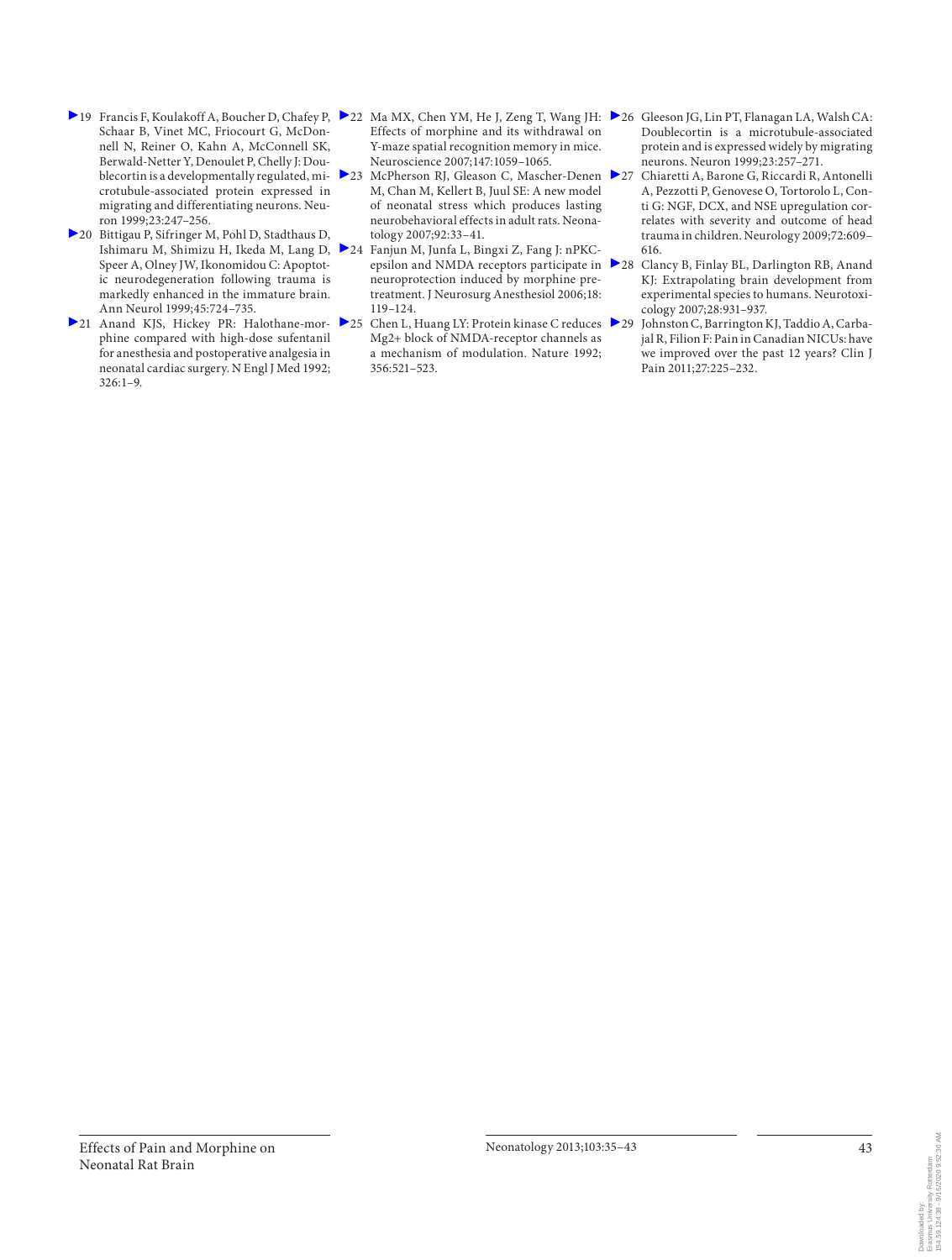19 Francis F, Koulakoff A, Boucher D, Chafey P, Schaar B, Vinet MC, Friocourt G, McDonnell N, Reiner O, Kahn A, McConnell SK, Berwald-Netter Y, Denoulet P, Chelly J: Doublecortin is a developmentally regulated, microtubule-associated protein expressed in migrating and differentiating neurons. Neuron 1999;23:247–256.

20 Bittigau P, Sifringer M, Pohl D, Stadthaus D, Ishimaru M, Shimizu H, Ikeda M, Lang D, Speer A, Olney JW, Ikonomidou C: Apoptotic neurodegeneration following trauma is markedly enhanced in the immature brain. Ann Neurol 1999;45:724–735.

21 Anand KJS, Hickey PR: Halothane-morphine compared with high-dose sufentanil for anesthesia and postoperative analgesia in neonatal cardiac surgery. N Engl J Med 1992; 326:1–9.

22 Ma MX, Chen YM, He J, Zeng T, Wang JH: Effects of morphine and its withdrawal on Y-maze spatial recognition memory in mice. Neuroscience 2007;147:1059–1065.

23 McPherson RJ, Gleason C, Mascher-Denen M, Chan M, Kellert B, Juul SE: A new model of neonatal stress which produces lasting neurobehavioral effects in adult rats. Neonatology 2007;92:33–41.

24 Fanjun M, Junfa L, Bingxi Z, Fang J: nPKC-epsilon and NMDA receptors participate in neuroprotection induced by morphine pretreatment. J Neurosurg Anesthesiol 2006;18: 119–124.

25 Chen L, Huang LY: Protein kinase C reduces Mg2+ block of NMDA-receptor channels as a mechanism of modulation. Nature 1992; 356:521–523.

26 Gleeson JG, Lin PT, Flanagan LA, Walsh CA: Doublecortin is a microtubule-associated protein and is expressed widely by migrating neurons. Neuron 1999;23:257–271.

27 Chiaretti A, Barone G, Riccardi R, Antonelli A, Pezzotti P, Genovese O, Tortorolo L, Conti G: NGF, DCX, and NSE upregulation correlates with severity and outcome of head trauma in children. Neurology 2009;72:609–616.

28 Clancy B, Finlay BL, Darlington RB, Anand KJ: Extrapolating brain development from experimental species to humans. Neurotoxicology 2007;28:931–937.

29 Johnston C, Barrington KJ, Taddio A, Carbajal R, Filion F: Pain in Canadian NICUs: have we improved over the past 12 years? Clin J Pain 2011;27:225–232.